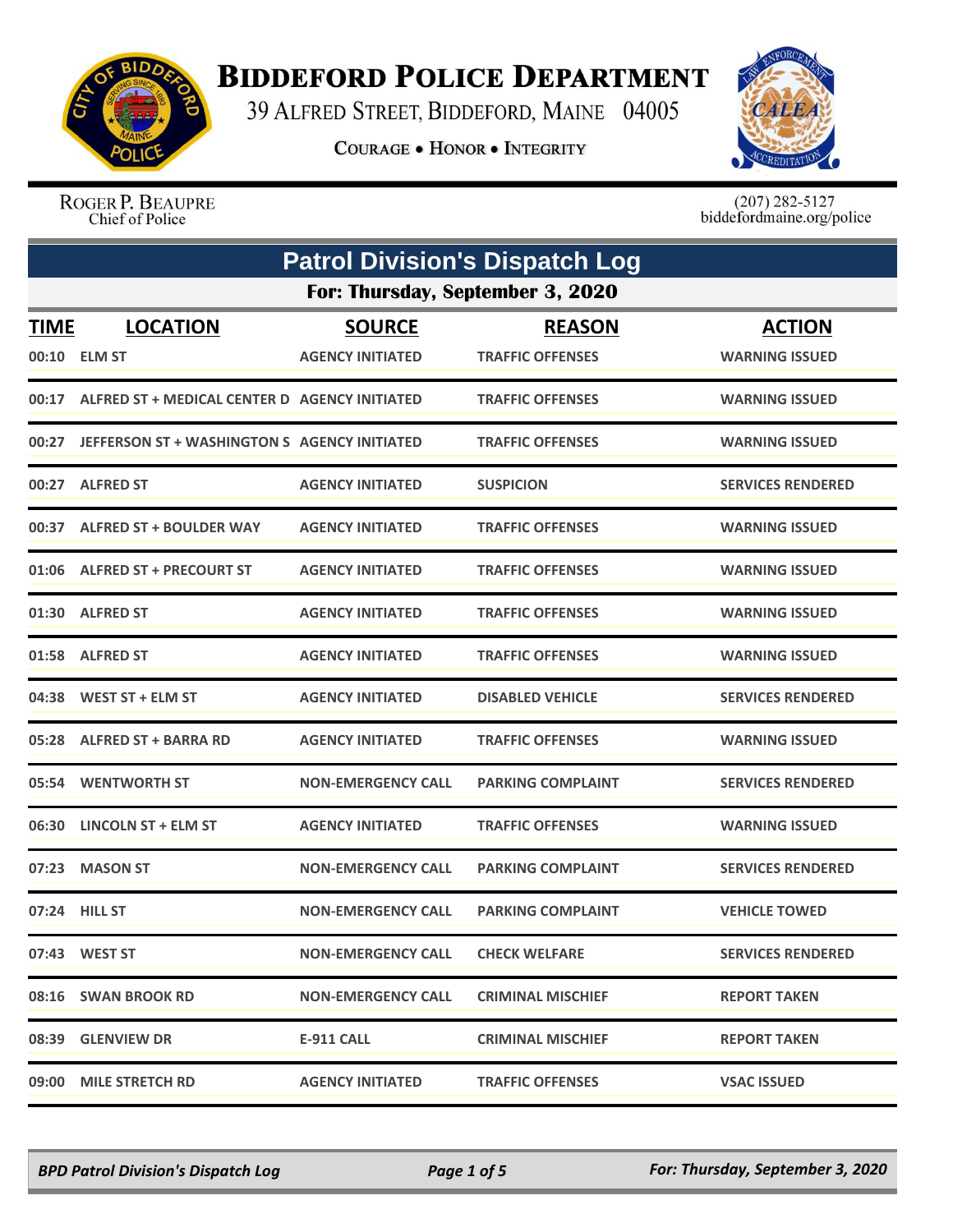# Biddeford Police Department

39 Alfred Street, Biddeford, Maine 04005

Courage • Honor • Integrity

Roger P. Beaupre
Chief of Police

(207) 282-5127
biddefordmaine.org/police

## Patrol Division's Dispatch Log

### For: Thursday, September 3, 2020

| TIME | LOCATION | SOURCE | REASON | ACTION |
|---|---|---|---|---|
| 00:10 | ELM ST | AGENCY INITIATED | TRAFFIC OFFENSES | WARNING ISSUED |
| 00:17 | ALFRED ST + MEDICAL CENTER D | AGENCY INITIATED | TRAFFIC OFFENSES | WARNING ISSUED |
| 00:27 | JEFFERSON ST + WASHINGTON S | AGENCY INITIATED | TRAFFIC OFFENSES | WARNING ISSUED |
| 00:27 | ALFRED ST | AGENCY INITIATED | SUSPICION | SERVICES RENDERED |
| 00:37 | ALFRED ST + BOULDER WAY | AGENCY INITIATED | TRAFFIC OFFENSES | WARNING ISSUED |
| 01:06 | ALFRED ST + PRECOURT ST | AGENCY INITIATED | TRAFFIC OFFENSES | WARNING ISSUED |
| 01:30 | ALFRED ST | AGENCY INITIATED | TRAFFIC OFFENSES | WARNING ISSUED |
| 01:58 | ALFRED ST | AGENCY INITIATED | TRAFFIC OFFENSES | WARNING ISSUED |
| 04:38 | WEST ST + ELM ST | AGENCY INITIATED | DISABLED VEHICLE | SERVICES RENDERED |
| 05:28 | ALFRED ST + BARRA RD | AGENCY INITIATED | TRAFFIC OFFENSES | WARNING ISSUED |
| 05:54 | WENTWORTH ST | NON-EMERGENCY CALL | PARKING COMPLAINT | SERVICES RENDERED |
| 06:30 | LINCOLN ST + ELM ST | AGENCY INITIATED | TRAFFIC OFFENSES | WARNING ISSUED |
| 07:23 | MASON ST | NON-EMERGENCY CALL | PARKING COMPLAINT | SERVICES RENDERED |
| 07:24 | HILL ST | NON-EMERGENCY CALL | PARKING COMPLAINT | VEHICLE TOWED |
| 07:43 | WEST ST | NON-EMERGENCY CALL | CHECK WELFARE | SERVICES RENDERED |
| 08:16 | SWAN BROOK RD | NON-EMERGENCY CALL | CRIMINAL MISCHIEF | REPORT TAKEN |
| 08:39 | GLENVIEW DR | E-911 CALL | CRIMINAL MISCHIEF | REPORT TAKEN |
| 09:00 | MILE STRETCH RD | AGENCY INITIATED | TRAFFIC OFFENSES | VSAC ISSUED |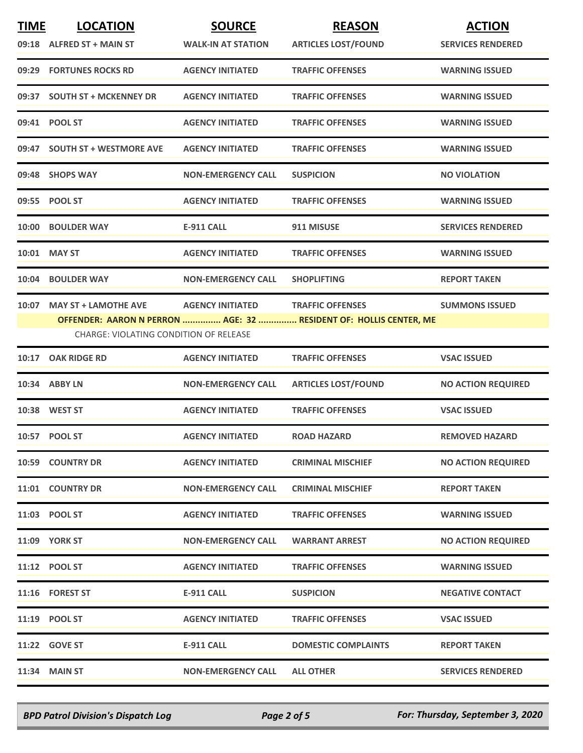| TIME | LOCATION | SOURCE | REASON | ACTION |
|---|---|---|---|---|
| 09:18 | ALFRED ST + MAIN ST | WALK-IN AT STATION | ARTICLES LOST/FOUND | SERVICES RENDERED |
| 09:29 | FORTUNES ROCKS RD | AGENCY INITIATED | TRAFFIC OFFENSES | WARNING ISSUED |
| 09:37 | SOUTH ST + MCKENNEY DR | AGENCY INITIATED | TRAFFIC OFFENSES | WARNING ISSUED |
| 09:41 | POOL ST | AGENCY INITIATED | TRAFFIC OFFENSES | WARNING ISSUED |
| 09:47 | SOUTH ST + WESTMORE AVE | AGENCY INITIATED | TRAFFIC OFFENSES | WARNING ISSUED |
| 09:48 | SHOPS WAY | NON-EMERGENCY CALL | SUSPICION | NO VIOLATION |
| 09:55 | POOL ST | AGENCY INITIATED | TRAFFIC OFFENSES | WARNING ISSUED |
| 10:00 | BOULDER WAY | E-911 CALL | 911 MISUSE | SERVICES RENDERED |
| 10:01 | MAY ST | AGENCY INITIATED | TRAFFIC OFFENSES | WARNING ISSUED |
| 10:04 | BOULDER WAY | NON-EMERGENCY CALL | SHOPLIFTING | REPORT TAKEN |
| 10:07 | MAY ST + LAMOTHE AVE | AGENCY INITIATED | TRAFFIC OFFENSES | SUMMONS ISSUED |
| | OFFENDER: AARON N PERRON ............... AGE: 32 ............... RESIDENT OF: HOLLIS CENTER, ME | | | |
| | CHARGE: VIOLATING CONDITION OF RELEASE | | | |
| 10:17 | OAK RIDGE RD | AGENCY INITIATED | TRAFFIC OFFENSES | VSAC ISSUED |
| 10:34 | ABBY LN | NON-EMERGENCY CALL | ARTICLES LOST/FOUND | NO ACTION REQUIRED |
| 10:38 | WEST ST | AGENCY INITIATED | TRAFFIC OFFENSES | VSAC ISSUED |
| 10:57 | POOL ST | AGENCY INITIATED | ROAD HAZARD | REMOVED HAZARD |
| 10:59 | COUNTRY DR | AGENCY INITIATED | CRIMINAL MISCHIEF | NO ACTION REQUIRED |
| 11:01 | COUNTRY DR | NON-EMERGENCY CALL | CRIMINAL MISCHIEF | REPORT TAKEN |
| 11:03 | POOL ST | AGENCY INITIATED | TRAFFIC OFFENSES | WARNING ISSUED |
| 11:09 | YORK ST | NON-EMERGENCY CALL | WARRANT ARREST | NO ACTION REQUIRED |
| 11:12 | POOL ST | AGENCY INITIATED | TRAFFIC OFFENSES | WARNING ISSUED |
| 11:16 | FOREST ST | E-911 CALL | SUSPICION | NEGATIVE CONTACT |
| 11:19 | POOL ST | AGENCY INITIATED | TRAFFIC OFFENSES | VSAC ISSUED |
| 11:22 | GOVE ST | E-911 CALL | DOMESTIC COMPLAINTS | REPORT TAKEN |
| 11:34 | MAIN ST | NON-EMERGENCY CALL | ALL OTHER | SERVICES RENDERED |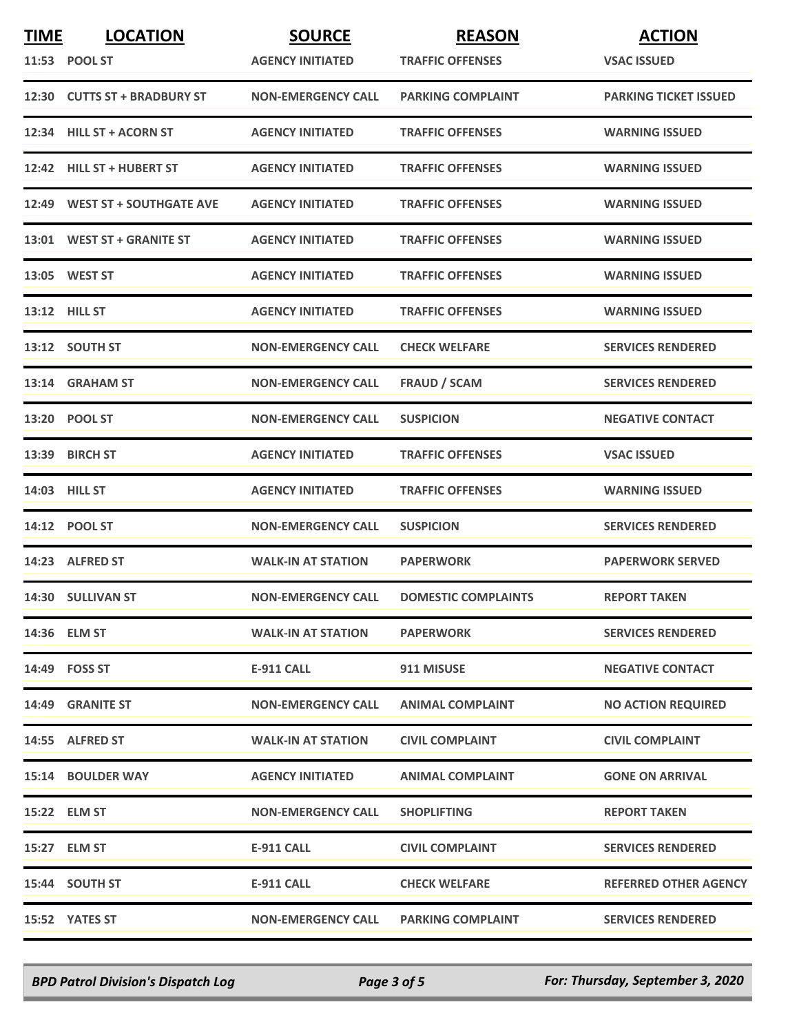| TIME | LOCATION | SOURCE | REASON | ACTION |
|---|---|---|---|---|
| 11:53 | POOL ST | AGENCY INITIATED | TRAFFIC OFFENSES | VSAC ISSUED |
| 12:30 | CUTTS ST + BRADBURY ST | NON-EMERGENCY CALL | PARKING COMPLAINT | PARKING TICKET ISSUED |
| 12:34 | HILL ST + ACORN ST | AGENCY INITIATED | TRAFFIC OFFENSES | WARNING ISSUED |
| 12:42 | HILL ST + HUBERT ST | AGENCY INITIATED | TRAFFIC OFFENSES | WARNING ISSUED |
| 12:49 | WEST ST + SOUTHGATE AVE | AGENCY INITIATED | TRAFFIC OFFENSES | WARNING ISSUED |
| 13:01 | WEST ST + GRANITE ST | AGENCY INITIATED | TRAFFIC OFFENSES | WARNING ISSUED |
| 13:05 | WEST ST | AGENCY INITIATED | TRAFFIC OFFENSES | WARNING ISSUED |
| 13:12 | HILL ST | AGENCY INITIATED | TRAFFIC OFFENSES | WARNING ISSUED |
| 13:12 | SOUTH ST | NON-EMERGENCY CALL | CHECK WELFARE | SERVICES RENDERED |
| 13:14 | GRAHAM ST | NON-EMERGENCY CALL | FRAUD / SCAM | SERVICES RENDERED |
| 13:20 | POOL ST | NON-EMERGENCY CALL | SUSPICION | NEGATIVE CONTACT |
| 13:39 | BIRCH ST | AGENCY INITIATED | TRAFFIC OFFENSES | VSAC ISSUED |
| 14:03 | HILL ST | AGENCY INITIATED | TRAFFIC OFFENSES | WARNING ISSUED |
| 14:12 | POOL ST | NON-EMERGENCY CALL | SUSPICION | SERVICES RENDERED |
| 14:23 | ALFRED ST | WALK-IN AT STATION | PAPERWORK | PAPERWORK SERVED |
| 14:30 | SULLIVAN ST | NON-EMERGENCY CALL | DOMESTIC COMPLAINTS | REPORT TAKEN |
| 14:36 | ELM ST | WALK-IN AT STATION | PAPERWORK | SERVICES RENDERED |
| 14:49 | FOSS ST | E-911 CALL | 911 MISUSE | NEGATIVE CONTACT |
| 14:49 | GRANITE ST | NON-EMERGENCY CALL | ANIMAL COMPLAINT | NO ACTION REQUIRED |
| 14:55 | ALFRED ST | WALK-IN AT STATION | CIVIL COMPLAINT | CIVIL COMPLAINT |
| 15:14 | BOULDER WAY | AGENCY INITIATED | ANIMAL COMPLAINT | GONE ON ARRIVAL |
| 15:22 | ELM ST | NON-EMERGENCY CALL | SHOPLIFTING | REPORT TAKEN |
| 15:27 | ELM ST | E-911 CALL | CIVIL COMPLAINT | SERVICES RENDERED |
| 15:44 | SOUTH ST | E-911 CALL | CHECK WELFARE | REFERRED OTHER AGENCY |
| 15:52 | YATES ST | NON-EMERGENCY CALL | PARKING COMPLAINT | SERVICES RENDERED |

*BPD Patrol Division's Dispatch Log* — *For: Thursday, September 3, 2020*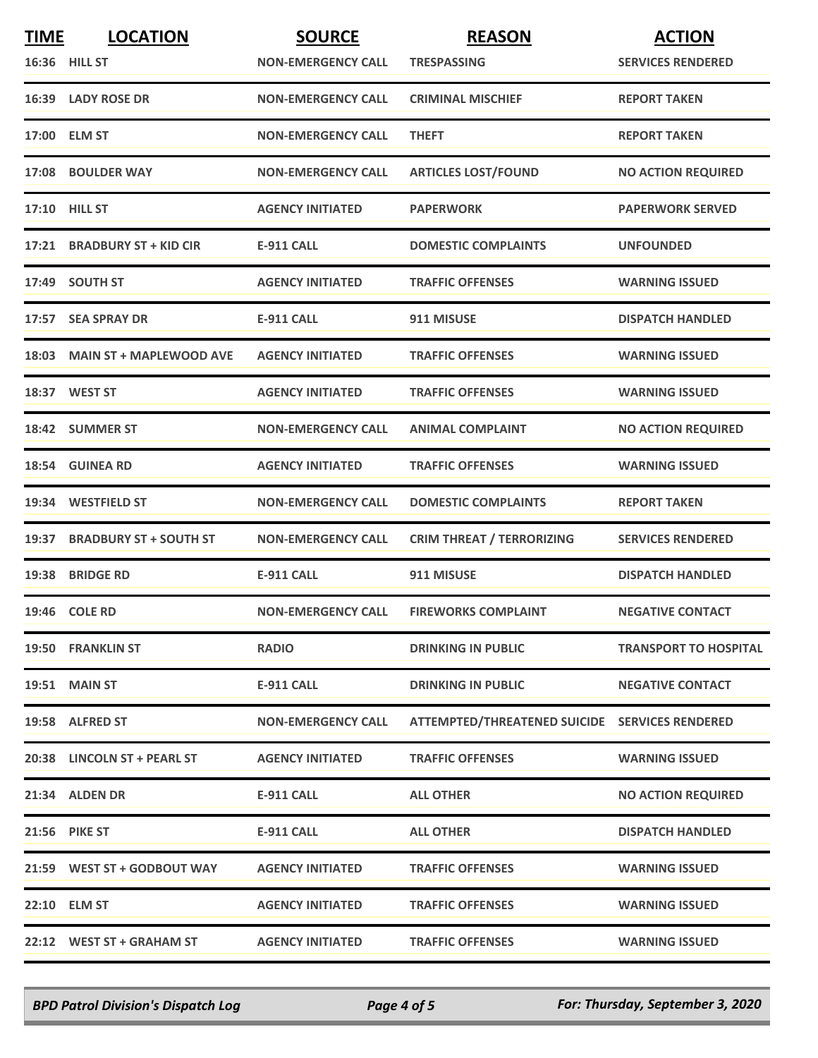| TIME | LOCATION | SOURCE | REASON | ACTION |
| --- | --- | --- | --- | --- |
| 16:36 | HILL ST | NON-EMERGENCY CALL | TRESPASSING | SERVICES RENDERED |
| 16:39 | LADY ROSE DR | NON-EMERGENCY CALL | CRIMINAL MISCHIEF | REPORT TAKEN |
| 17:00 | ELM ST | NON-EMERGENCY CALL | THEFT | REPORT TAKEN |
| 17:08 | BOULDER WAY | NON-EMERGENCY CALL | ARTICLES LOST/FOUND | NO ACTION REQUIRED |
| 17:10 | HILL ST | AGENCY INITIATED | PAPERWORK | PAPERWORK SERVED |
| 17:21 | BRADBURY ST + KID CIR | E-911 CALL | DOMESTIC COMPLAINTS | UNFOUNDED |
| 17:49 | SOUTH ST | AGENCY INITIATED | TRAFFIC OFFENSES | WARNING ISSUED |
| 17:57 | SEA SPRAY DR | E-911 CALL | 911 MISUSE | DISPATCH HANDLED |
| 18:03 | MAIN ST + MAPLEWOOD AVE | AGENCY INITIATED | TRAFFIC OFFENSES | WARNING ISSUED |
| 18:37 | WEST ST | AGENCY INITIATED | TRAFFIC OFFENSES | WARNING ISSUED |
| 18:42 | SUMMER ST | NON-EMERGENCY CALL | ANIMAL COMPLAINT | NO ACTION REQUIRED |
| 18:54 | GUINEA RD | AGENCY INITIATED | TRAFFIC OFFENSES | WARNING ISSUED |
| 19:34 | WESTFIELD ST | NON-EMERGENCY CALL | DOMESTIC COMPLAINTS | REPORT TAKEN |
| 19:37 | BRADBURY ST + SOUTH ST | NON-EMERGENCY CALL | CRIM THREAT / TERRORIZING | SERVICES RENDERED |
| 19:38 | BRIDGE RD | E-911 CALL | 911 MISUSE | DISPATCH HANDLED |
| 19:46 | COLE RD | NON-EMERGENCY CALL | FIREWORKS COMPLAINT | NEGATIVE CONTACT |
| 19:50 | FRANKLIN ST | RADIO | DRINKING IN PUBLIC | TRANSPORT TO HOSPITAL |
| 19:51 | MAIN ST | E-911 CALL | DRINKING IN PUBLIC | NEGATIVE CONTACT |
| 19:58 | ALFRED ST | NON-EMERGENCY CALL | ATTEMPTED/THREATENED SUICIDE | SERVICES RENDERED |
| 20:38 | LINCOLN ST + PEARL ST | AGENCY INITIATED | TRAFFIC OFFENSES | WARNING ISSUED |
| 21:34 | ALDEN DR | E-911 CALL | ALL OTHER | NO ACTION REQUIRED |
| 21:56 | PIKE ST | E-911 CALL | ALL OTHER | DISPATCH HANDLED |
| 21:59 | WEST ST + GODBOUT WAY | AGENCY INITIATED | TRAFFIC OFFENSES | WARNING ISSUED |
| 22:10 | ELM ST | AGENCY INITIATED | TRAFFIC OFFENSES | WARNING ISSUED |
| 22:12 | WEST ST + GRAHAM ST | AGENCY INITIATED | TRAFFIC OFFENSES | WARNING ISSUED |

*BPD Patrol Division's Dispatch Log* — *For: Thursday, September 3, 2020*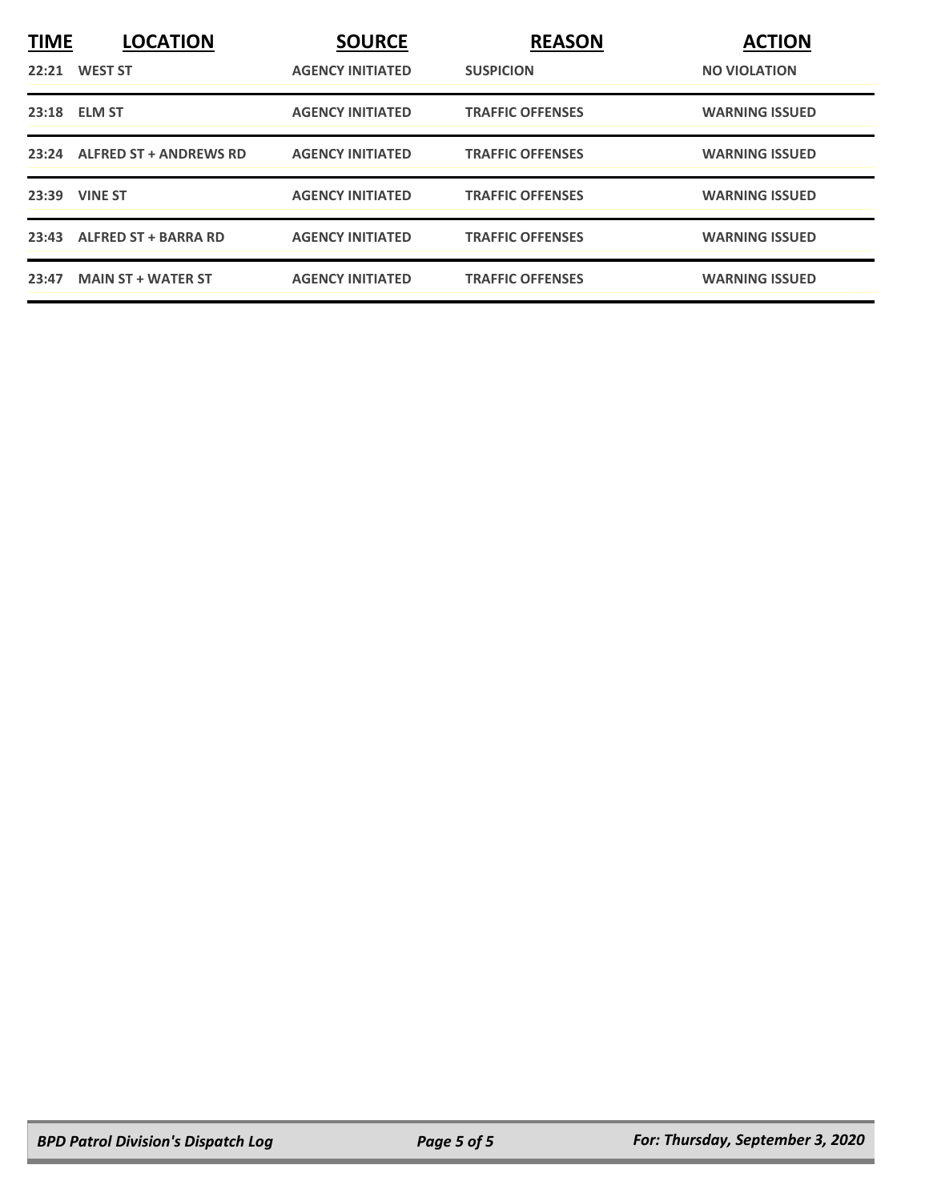| TIME | LOCATION | SOURCE | REASON | ACTION |
|---|---|---|---|---|
| 22:21 | WEST ST | AGENCY INITIATED | SUSPICION | NO VIOLATION |
| 23:18 | ELM ST | AGENCY INITIATED | TRAFFIC OFFENSES | WARNING ISSUED |
| 23:24 | ALFRED ST + ANDREWS RD | AGENCY INITIATED | TRAFFIC OFFENSES | WARNING ISSUED |
| 23:39 | VINE ST | AGENCY INITIATED | TRAFFIC OFFENSES | WARNING ISSUED |
| 23:43 | ALFRED ST + BARRA RD | AGENCY INITIATED | TRAFFIC OFFENSES | WARNING ISSUED |
| 23:47 | MAIN ST + WATER ST | AGENCY INITIATED | TRAFFIC OFFENSES | WARNING ISSUED |